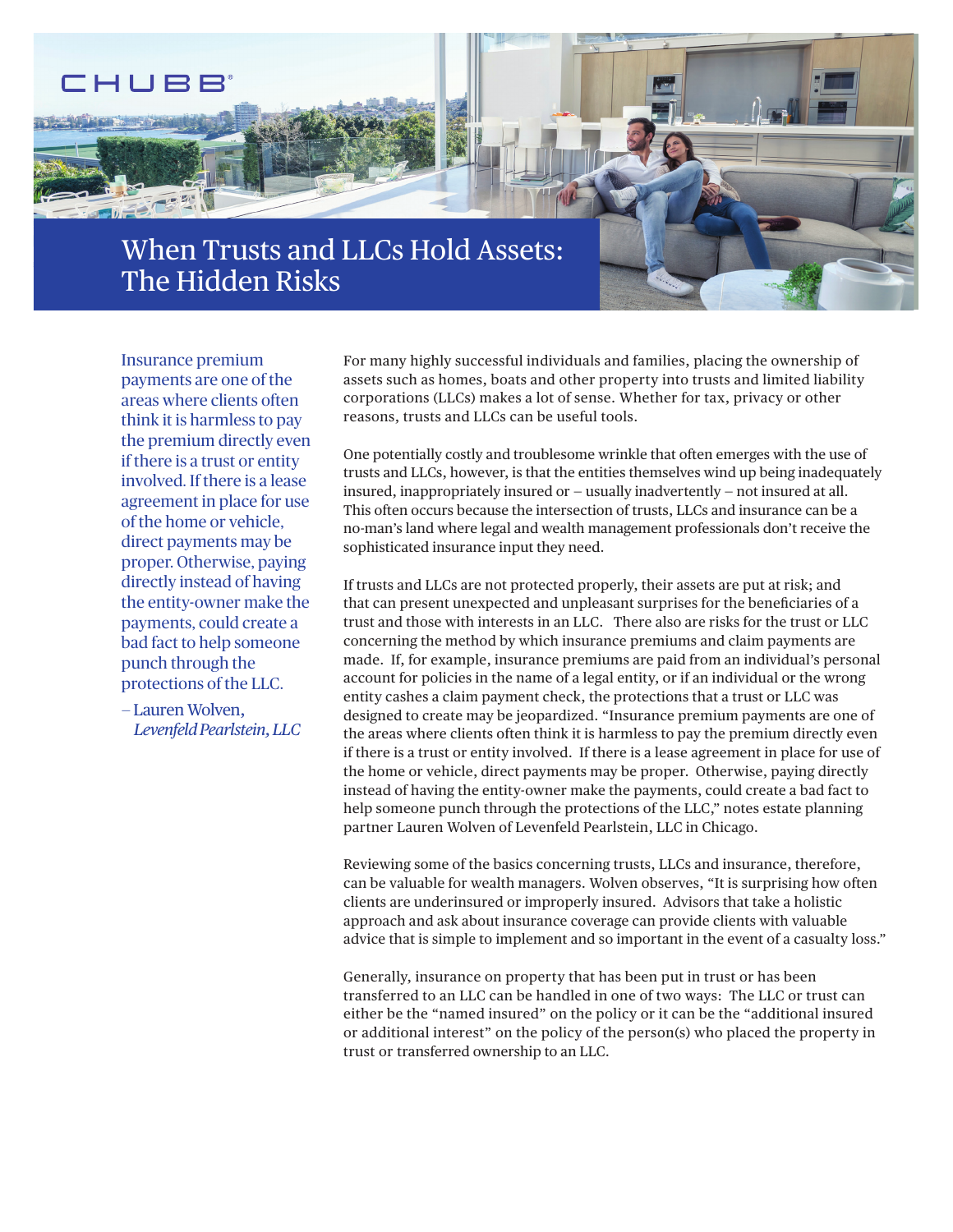CHUBB®

# When Trusts and LLCs Hold Assets: The Hidden Risks

> Insurance premium payments are one of the areas where clients often think it is harmless to pay the premium directly even if there is a trust or entity involved. If there is a lease agreement in place for use of the home or vehicle, direct payments may be proper. Otherwise, paying directly instead of having the entity-owner make the payments, could create a bad fact to help someone punch through the protections of the LLC.
>
> – Lauren Wolven, *Levenfeld Pearlstein, LLC*

For many highly successful individuals and families, placing the ownership of assets such as homes, boats and other property into trusts and limited liability corporations (LLCs) makes a lot of sense. Whether for tax, privacy or other reasons, trusts and LLCs can be useful tools.

One potentially costly and troublesome wrinkle that often emerges with the use of trusts and LLCs, however, is that the entities themselves wind up being inadequately insured, inappropriately insured or – usually inadvertently – not insured at all. This often occurs because the intersection of trusts, LLCs and insurance can be a no-man's land where legal and wealth management professionals don't receive the sophisticated insurance input they need.

If trusts and LLCs are not protected properly, their assets are put at risk; and that can present unexpected and unpleasant surprises for the beneficiaries of a trust and those with interests in an LLC. There also are risks for the trust or LLC concerning the method by which insurance premiums and claim payments are made. If, for example, insurance premiums are paid from an individual's personal account for policies in the name of a legal entity, or if an individual or the wrong entity cashes a claim payment check, the protections that a trust or LLC was designed to create may be jeopardized. "Insurance premium payments are one of the areas where clients often think it is harmless to pay the premium directly even if there is a trust or entity involved. If there is a lease agreement in place for use of the home or vehicle, direct payments may be proper. Otherwise, paying directly instead of having the entity-owner make the payments, could create a bad fact to help someone punch through the protections of the LLC," notes estate planning partner Lauren Wolven of Levenfeld Pearlstein, LLC in Chicago.

Reviewing some of the basics concerning trusts, LLCs and insurance, therefore, can be valuable for wealth managers. Wolven observes, "It is surprising how often clients are underinsured or improperly insured. Advisors that take a holistic approach and ask about insurance coverage can provide clients with valuable advice that is simple to implement and so important in the event of a casualty loss."

Generally, insurance on property that has been put in trust or has been transferred to an LLC can be handled in one of two ways: The LLC or trust can either be the "named insured" on the policy or it can be the "additional insured or additional interest" on the policy of the person(s) who placed the property in trust or transferred ownership to an LLC.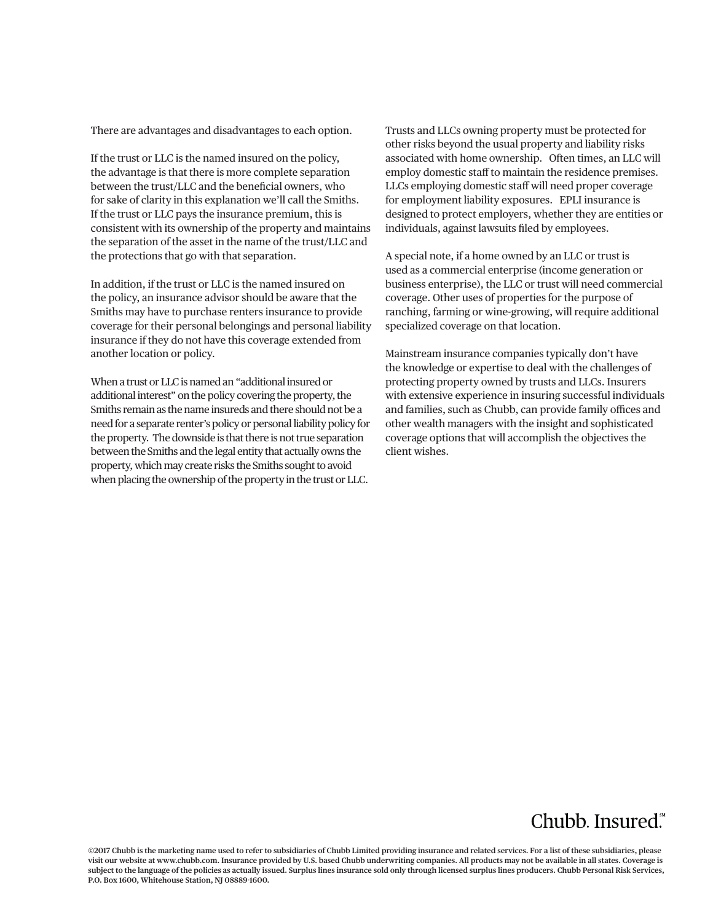There are advantages and disadvantages to each option.

If the trust or LLC is the named insured on the policy, the advantage is that there is more complete separation between the trust/LLC and the beneficial owners, who for sake of clarity in this explanation we'll call the Smiths. If the trust or LLC pays the insurance premium, this is consistent with its ownership of the property and maintains the separation of the asset in the name of the trust/LLC and the protections that go with that separation.

In addition, if the trust or LLC is the named insured on the policy, an insurance advisor should be aware that the Smiths may have to purchase renters insurance to provide coverage for their personal belongings and personal liability insurance if they do not have this coverage extended from another location or policy.

When a trust or LLC is named an "additional insured or additional interest" on the policy covering the property, the Smiths remain as the name insureds and there should not be a need for a separate renter's policy or personal liability policy for the property. The downside is that there is not true separation between the Smiths and the legal entity that actually owns the property, which may create risks the Smiths sought to avoid when placing the ownership of the property in the trust or LLC.

Trusts and LLCs owning property must be protected for other risks beyond the usual property and liability risks associated with home ownership. Often times, an LLC will employ domestic staff to maintain the residence premises. LLCs employing domestic staff will need proper coverage for employment liability exposures. EPLI insurance is designed to protect employers, whether they are entities or individuals, against lawsuits filed by employees.

A special note, if a home owned by an LLC or trust is used as a commercial enterprise (income generation or business enterprise), the LLC or trust will need commercial coverage. Other uses of properties for the purpose of ranching, farming or wine-growing, will require additional specialized coverage on that location.

Mainstream insurance companies typically don't have the knowledge or expertise to deal with the challenges of protecting property owned by trusts and LLCs. Insurers with extensive experience in insuring successful individuals and families, such as Chubb, can provide family offices and other wealth managers with the insight and sophisticated coverage options that will accomplish the objectives the client wishes.

Chubb. Insured.℠

©2017 Chubb is the marketing name used to refer to subsidiaries of Chubb Limited providing insurance and related services. For a list of these subsidiaries, please visit our website at www.chubb.com. Insurance provided by U.S. based Chubb underwriting companies. All products may not be available in all states. Coverage is subject to the language of the policies as actually issued. Surplus lines insurance sold only through licensed surplus lines producers. Chubb Personal Risk Services, P.O. Box 1600, Whitehouse Station, NJ 08889-1600.